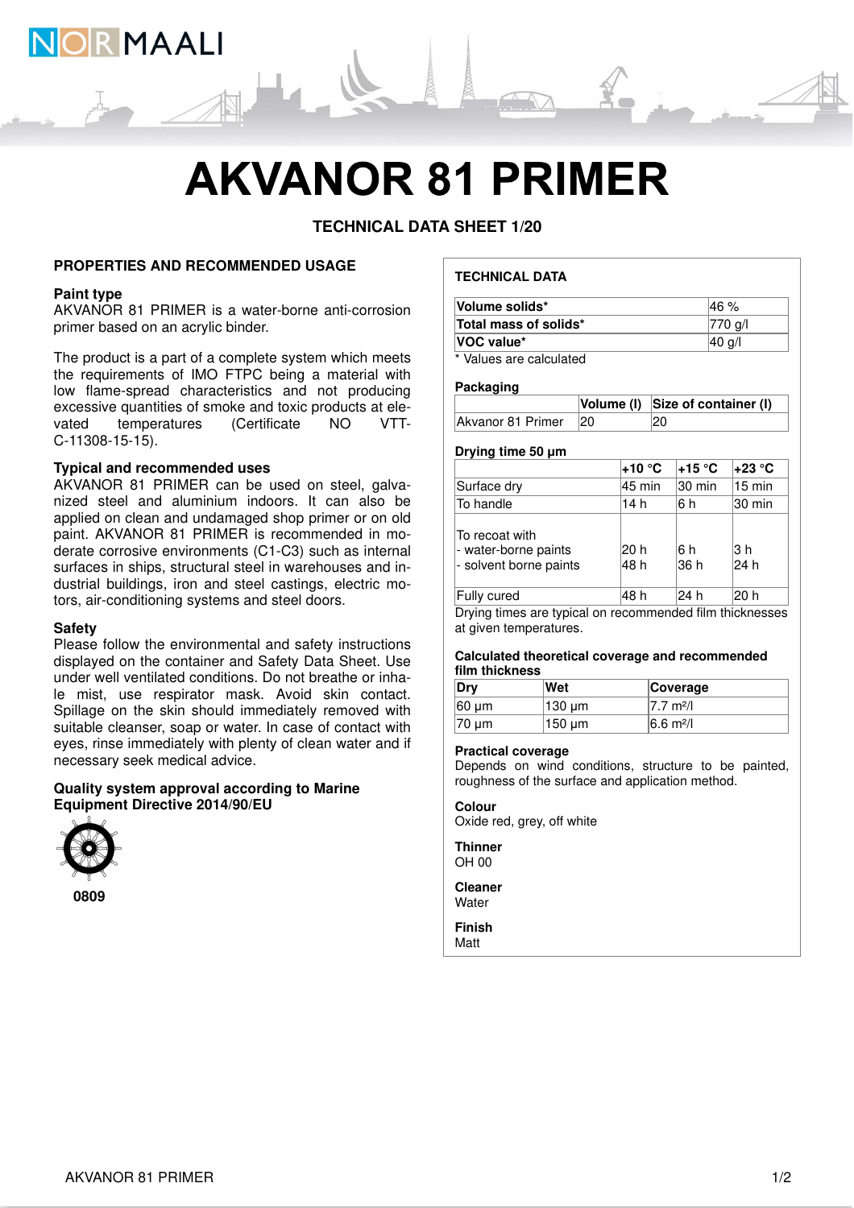# AKVANOR 81 PRIMER

**TECHNICAL DATA SHEET 1/20**

## PROPERTIES AND RECOMMENDED USAGE

### Paint type

AKVANOR 81 PRIMER is a water-borne anti-corrosion primer based on an acrylic binder.

The product is a part of a complete system which meets the requirements of IMO FTPC being a material with low flame-spread characteristics and not producing excessive quantities of smoke and toxic products at elevated temperatures (Certificate NO VTT-C-11308-15-15).

### Typical and recommended uses

AKVANOR 81 PRIMER can be used on steel, galvanized steel and aluminium indoors. It can also be applied on clean and undamaged shop primer or on old paint. AKVANOR 81 PRIMER is recommended in moderate corrosive environments (C1-C3) such as internal surfaces in ships, structural steel in warehouses and industrial buildings, iron and steel castings, electric motors, air-conditioning systems and steel doors.

### Safety

Please follow the environmental and safety instructions displayed on the container and Safety Data Sheet. Use under well ventilated conditions. Do not breathe or inhale mist, use respirator mask. Avoid skin contact. Spillage on the skin should immediately removed with suitable cleanser, soap or water. In case of contact with eyes, rinse immediately with plenty of clean water and if necessary seek medical advice.

### Quality system approval according to Marine Equipment Directive 2014/90/EU

0809

## TECHNICAL DATA

| | |
|---|---|
| **Volume solids*** | 46 % |
| **Total mass of solids*** | 770 g/l |
| **VOC value*** | 40 g/l |

\* Values are calculated

### Packaging

| | Volume (l) | Size of container (l) |
|---|---|---|
| Akvanor 81 Primer | 20 | 20 |

### Drying time 50 µm

| | +10 °C | +15 °C | +23 °C |
|---|---|---|---|
| Surface dry | 45 min | 30 min | 15 min |
| To handle | 14 h | 6 h | 30 min |
| To recoat with<br>- water-borne paints<br>- solvent borne paints | <br>20 h<br>48 h | <br>6 h<br>36 h | <br>3 h<br>24 h |
| Fully cured | 48 h | 24 h | 20 h |

Drying times are typical on recommended film thicknesses at given temperatures.

### Calculated theoretical coverage and recommended film thickness

| Dry | Wet | Coverage |
|---|---|---|
| 60 µm | 130 µm | 7.7 m²/l |
| 70 µm | 150 µm | 6.6 m²/l |

### Practical coverage

Depends on wind conditions, structure to be painted, roughness of the surface and application method.

### Colour

Oxide red, grey, off white

### Thinner

OH 00

### Cleaner

Water

### Finish

Matt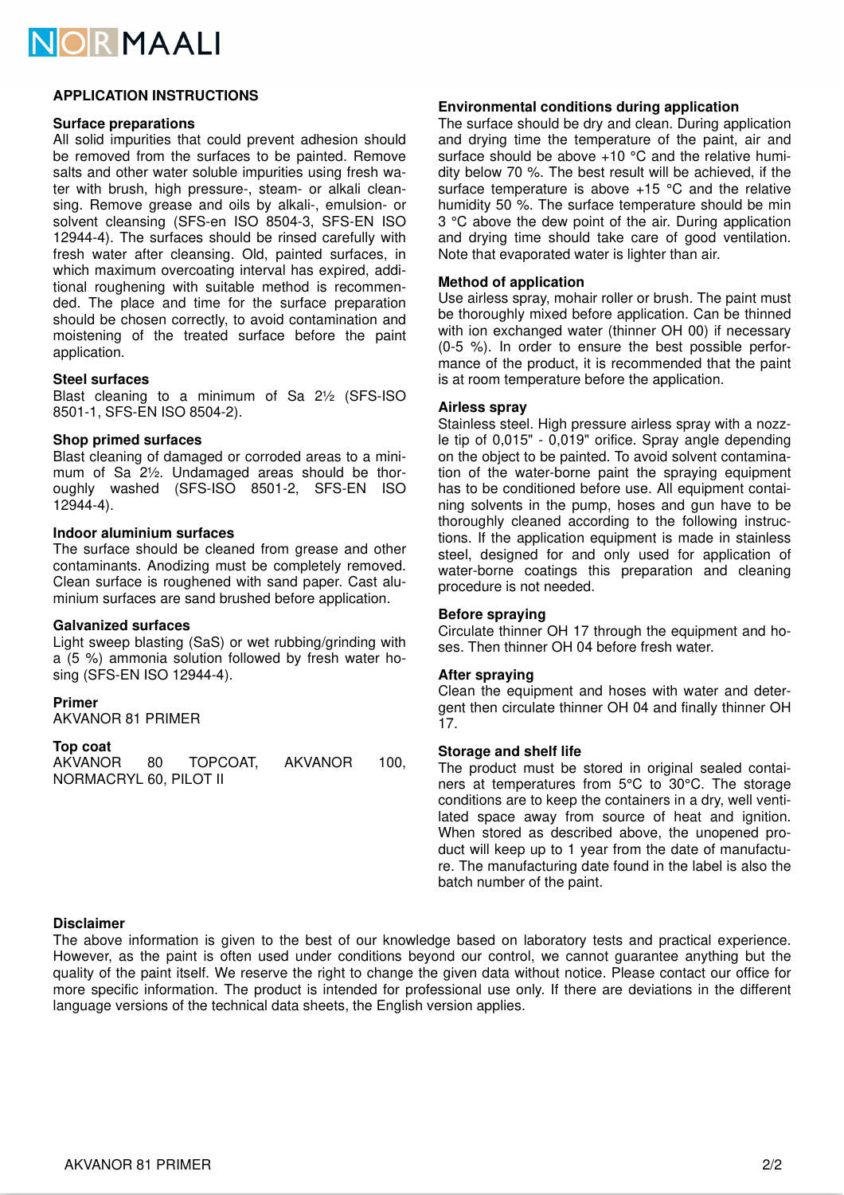## APPLICATION INSTRUCTIONS

### Surface preparations

All solid impurities that could prevent adhesion should be removed from the surfaces to be painted. Remove salts and other water soluble impurities using fresh water with brush, high pressure-, steam- or alkali cleansing. Remove grease and oils by alkali-, emulsion- or solvent cleansing (SFS-en ISO 8504-3, SFS-EN ISO 12944-4). The surfaces should be rinsed carefully with fresh water after cleansing. Old, painted surfaces, in which maximum overcoating interval has expired, additional roughening with suitable method is recommended. The place and time for the surface preparation should be chosen correctly, to avoid contamination and moistening of the treated surface before the paint application.

### Steel surfaces

Blast cleaning to a minimum of Sa 2½ (SFS-ISO 8501-1, SFS-EN ISO 8504-2).

### Shop primed surfaces

Blast cleaning of damaged or corroded areas to a minimum of Sa 2½. Undamaged areas should be thoroughly washed (SFS-ISO 8501-2, SFS-EN ISO 12944-4).

### Indoor aluminium surfaces

The surface should be cleaned from grease and other contaminants. Anodizing must be completely removed. Clean surface is roughened with sand paper. Cast aluminium surfaces are sand brushed before application.

### Galvanized surfaces

Light sweep blasting (SaS) or wet rubbing/grinding with a (5 %) ammonia solution followed by fresh water hosing (SFS-EN ISO 12944-4).

### Primer

AKVANOR 81 PRIMER

### Top coat

AKVANOR 80 TOPCOAT, AKVANOR 100, NORMACRYL 60, PILOT II

### Environmental conditions during application

The surface should be dry and clean. During application and drying time the temperature of the paint, air and surface should be above +10 °C and the relative humidity below 70 %. The best result will be achieved, if the surface temperature is above +15 °C and the relative humidity 50 %. The surface temperature should be min 3 °C above the dew point of the air. During application and drying time should take care of good ventilation. Note that evaporated water is lighter than air.

### Method of application

Use airless spray, mohair roller or brush. The paint must be thoroughly mixed before application. Can be thinned with ion exchanged water (thinner OH 00) if necessary (0-5 %). In order to ensure the best possible performance of the product, it is recommended that the paint is at room temperature before the application.

### Airless spray

Stainless steel. High pressure airless spray with a nozzle tip of 0,015" - 0,019" orifice. Spray angle depending on the object to be painted. To avoid solvent contamination of the water-borne paint the spraying equipment has to be conditioned before use. All equipment containing solvents in the pump, hoses and gun have to be thoroughly cleaned according to the following instructions. If the application equipment is made in stainless steel, designed for and only used for application of water-borne coatings this preparation and cleaning procedure is not needed.

### Before spraying

Circulate thinner OH 17 through the equipment and hoses. Then thinner OH 04 before fresh water.

### After spraying

Clean the equipment and hoses with water and detergent then circulate thinner OH 04 and finally thinner OH 17.

### Storage and shelf life

The product must be stored in original sealed containers at temperatures from 5°C to 30°C. The storage conditions are to keep the containers in a dry, well ventilated space away from source of heat and ignition. When stored as described above, the unopened product will keep up to 1 year from the date of manufacture. The manufacturing date found in the label is also the batch number of the paint.

### Disclaimer

The above information is given to the best of our knowledge based on laboratory tests and practical experience. However, as the paint is often used under conditions beyond our control, we cannot guarantee anything but the quality of the paint itself. We reserve the right to change the given data without notice. Please contact our office for more specific information. The product is intended for professional use only. If there are deviations in the different language versions of the technical data sheets, the English version applies.